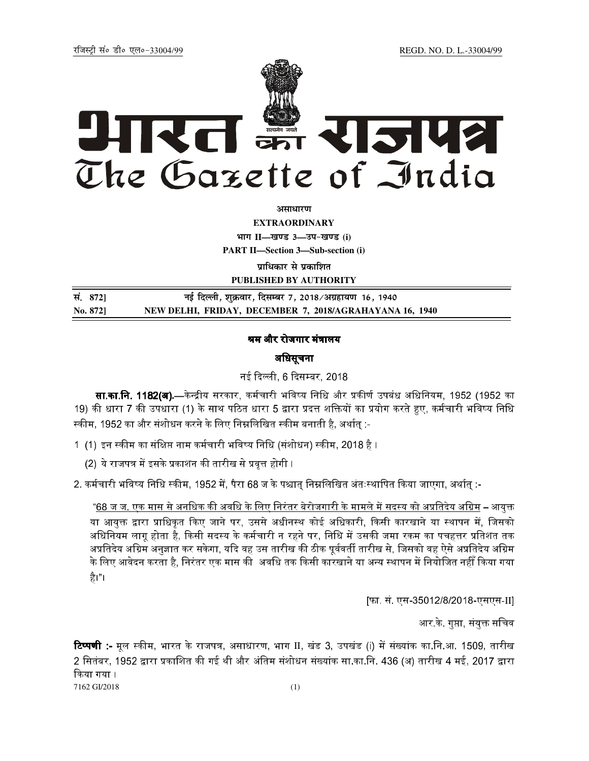रजिस्ट्री सं० डी० एल०-33004/99 REGD. NO. D. L.-33004/99

# भारत का राजपत्र
# The Gazette of India

**असाधारण**

**EXTRAORDINARY**

**भाग II—खण्ड 3—उप-खण्ड (i)**

**PART II—Section 3—Sub-section (i)**

**प्राधिकार से प्रकाशित**

**PUBLISHED BY AUTHORITY**

| | |
|---|---|
| **सं. 872]** | **नई दिल्ली, शुक्रवार, दिसम्बर 7, 2018/अग्रहायण 16, 1940** |
| **No. 872]** | **NEW DELHI, FRIDAY, DECEMBER 7, 2018/AGRAHAYANA 16, 1940** |

## श्रम और रोजगार मंत्रालय

### अधिसूचना

नई दिल्ली, 6 दिसम्बर, 2018

**सा.का.नि. 1182(अ).**—केन्द्रीय सरकार, कर्मचारी भविष्य निधि और प्रकीर्ण उपबंध अधिनियम, 1952 (1952 का 19) की धारा 7 की उपधारा (1) के साथ पठित धारा 5 द्वारा प्रदत्त शक्तियों का प्रयोग करते हुए, कर्मचारी भविष्य निधि स्कीम, 1952 का और संशोधन करने के लिए निम्नलिखित स्कीम बनाती है, अर्थात् :-

1 (1) इन स्कीम का संक्षिप्त नाम कर्मचारी भविष्य निधि (संशोधन) स्कीम, 2018 है ।

(2) ये राजपत्र में इसके प्रकाशन की तारीख से प्रवृत्त होगी ।

2. कर्मचारी भविष्य निधि स्कीम, 1952 में, पैरा 68 ज के पश्चात् निम्नलिखित अंतःस्थापित किया जाएगा, अर्थात् :-

"68 ज ज. एक मास से अनधिक की अवधि के लिए निरंतर बेरोजगारी के मामले में सदस्य को अप्रतिदेय अग्रिम – आयुक्त या आयुक्त द्वारा प्राधिकृत किए जाने पर, उससे अधीनस्थ कोई अधिकारी, किसी कारखाने या स्थापन में, जिसको अधिनियम लागू होता है, किसी सदस्य के कर्मचारी न रहने पर, निधि में उसकी जमा रकम का पचहत्तर प्रतिशत तक अप्रतिदेय अग्रिम अनुज्ञात कर सकेगा, यदि वह उस तारीख की ठीक पूर्ववर्ती तारीख से, जिसको वह ऐसे अप्रतिदेय अग्रिम के लिए आवेदन करता है, निरंतर एक मास की अवधि तक किसी कारखाने या अन्य स्थापन में नियोजित नहीं किया गया है।"।

[फा. सं. एस-35012/8/2018-एसएस-II]

आर.के. गुप्ता, संयुक्त सचिव

**टिप्पणी :-** मूल स्कीम, भारत के राजपत्र, असाधारण, भाग II, खंड 3, उपखंड (i) में संख्यांक का.नि.आ. 1509, तारीख 2 सितंबर, 1952 द्वारा प्रकाशित की गई थी और अंतिम संशोधन संख्यांक सा.का.नि. 436 (अ) तारीख 4 मई, 2017 द्वारा किया गया ।

7162 GI/2018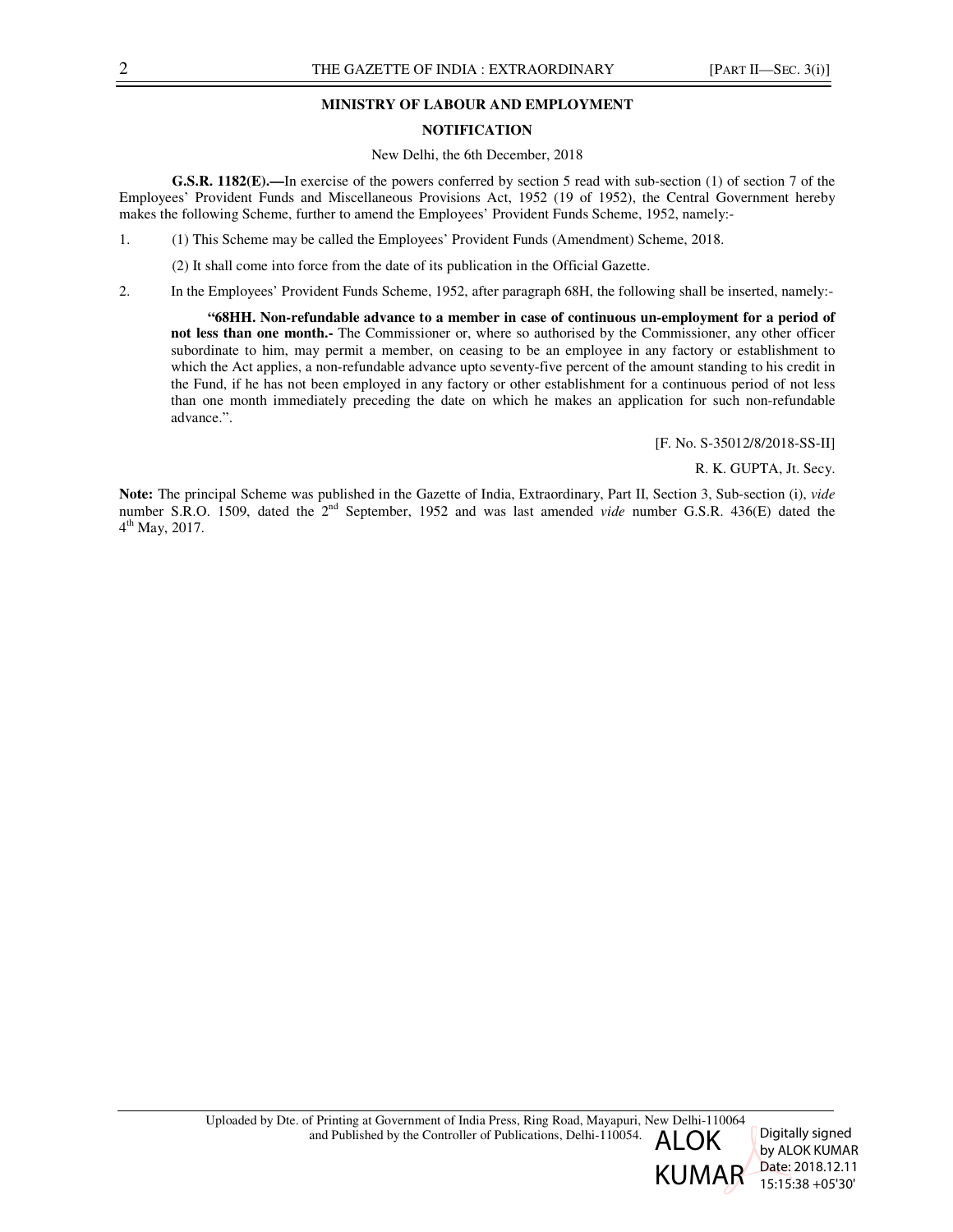## MINISTRY OF LABOUR AND EMPLOYMENT

## NOTIFICATION

New Delhi, the 6th December, 2018

**G.S.R. 1182(E).—**In exercise of the powers conferred by section 5 read with sub-section (1) of section 7 of the Employees' Provident Funds and Miscellaneous Provisions Act, 1952 (19 of 1952), the Central Government hereby makes the following Scheme, further to amend the Employees' Provident Funds Scheme, 1952, namely:-

1. (1) This Scheme may be called the Employees' Provident Funds (Amendment) Scheme, 2018.

   (2) It shall come into force from the date of its publication in the Official Gazette.

2. In the Employees' Provident Funds Scheme, 1952, after paragraph 68H, the following shall be inserted, namely:-

   **"68HH. Non-refundable advance to a member in case of continuous un-employment for a period of not less than one month.-** The Commissioner or, where so authorised by the Commissioner, any other officer subordinate to him, may permit a member, on ceasing to be an employee in any factory or establishment to which the Act applies, a non-refundable advance upto seventy-five percent of the amount standing to his credit in the Fund, if he has not been employed in any factory or other establishment for a continuous period of not less than one month immediately preceding the date on which he makes an application for such non-refundable advance.".

[F. No. S-35012/8/2018-SS-II]

R. K. GUPTA, Jt. Secy.

**Note:** The principal Scheme was published in the Gazette of India, Extraordinary, Part II, Section 3, Sub-section (i), *vide* number S.R.O. 1509, dated the 2nd September, 1952 and was last amended *vide* number G.S.R. 436(E) dated the 4th May, 2017.

Uploaded by Dte. of Printing at Government of India Press, Ring Road, Mayapuri, New Delhi-110064 and Published by the Controller of Publications, Delhi-110054.

ALOK KUMAR

Digitally signed by ALOK KUMAR
Date: 2018.12.11 15:15:38 +05'30'